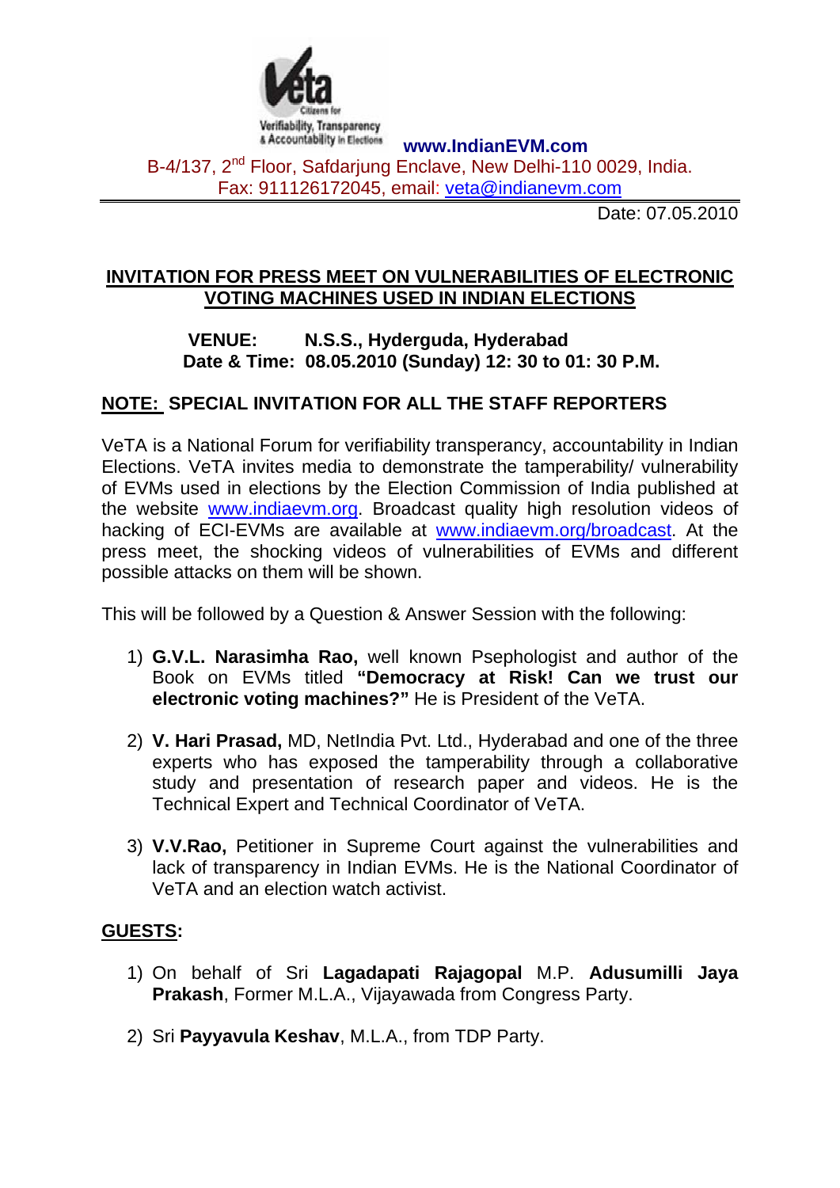Citizens for Verifiability, Transparency & Accountability in Elections

**www.IndianEVM.com**

B-4/137, 2nd Floor, Safdarjung Enclave, New Delhi-110 0029, India.
Fax: 911126172045, email: veta@indianevm.com

Date: 07.05.2010

## INVITATION FOR PRESS MEET ON VULNERABILITIES OF ELECTRONIC VOTING MACHINES USED IN INDIAN ELECTIONS

**VENUE: N.S.S., Hyderguda, Hyderabad**
**Date & Time: 08.05.2010 (Sunday) 12: 30 to 01: 30 P.M.**

**NOTE: SPECIAL INVITATION FOR ALL THE STAFF REPORTERS**

VeTA is a National Forum for verifiability transperancy, accountability in Indian Elections. VeTA invites media to demonstrate the tamperability/ vulnerability of EVMs used in elections by the Election Commission of India published at the website www.indiaevm.org. Broadcast quality high resolution videos of hacking of ECI-EVMs are available at www.indiaevm.org/broadcast. At the press meet, the shocking videos of vulnerabilities of EVMs and different possible attacks on them will be shown.

This will be followed by a Question & Answer Session with the following:

1) **G.V.L. Narasimha Rao,** well known Psephologist and author of the Book on EVMs titled **"Democracy at Risk! Can we trust our electronic voting machines?"** He is President of the VeTA.

2) **V. Hari Prasad,** MD, NetIndia Pvt. Ltd., Hyderabad and one of the three experts who has exposed the tamperability through a collaborative study and presentation of research paper and videos. He is the Technical Expert and Technical Coordinator of VeTA.

3) **V.V.Rao,** Petitioner in Supreme Court against the vulnerabilities and lack of transparency in Indian EVMs. He is the National Coordinator of VeTA and an election watch activist.

**GUESTS:**

1) On behalf of Sri **Lagadapati Rajagopal** M.P. **Adusumilli Jaya Prakash**, Former M.L.A., Vijayawada from Congress Party.

2) Sri **Payyavula Keshav**, M.L.A., from TDP Party.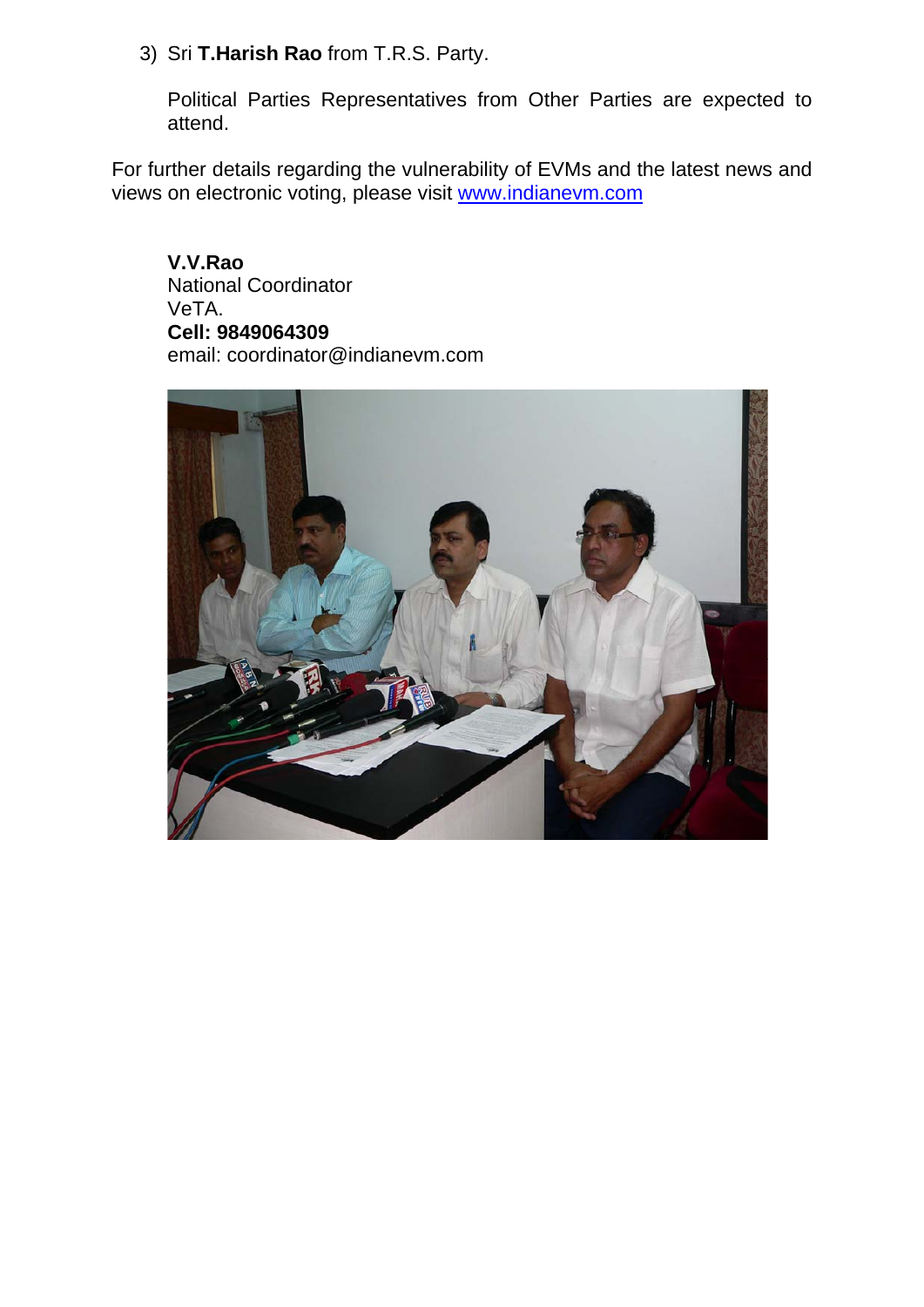3) Sri **T.Harish Rao** from T.R.S. Party.

Political Parties Representatives from Other Parties are expected to attend.

For further details regarding the vulnerability of EVMs and the latest news and views on electronic voting, please visit www.indianevm.com

**V.V.Rao**
National Coordinator
VeTA.
**Cell: 9849064309**
email: coordinator@indianevm.com